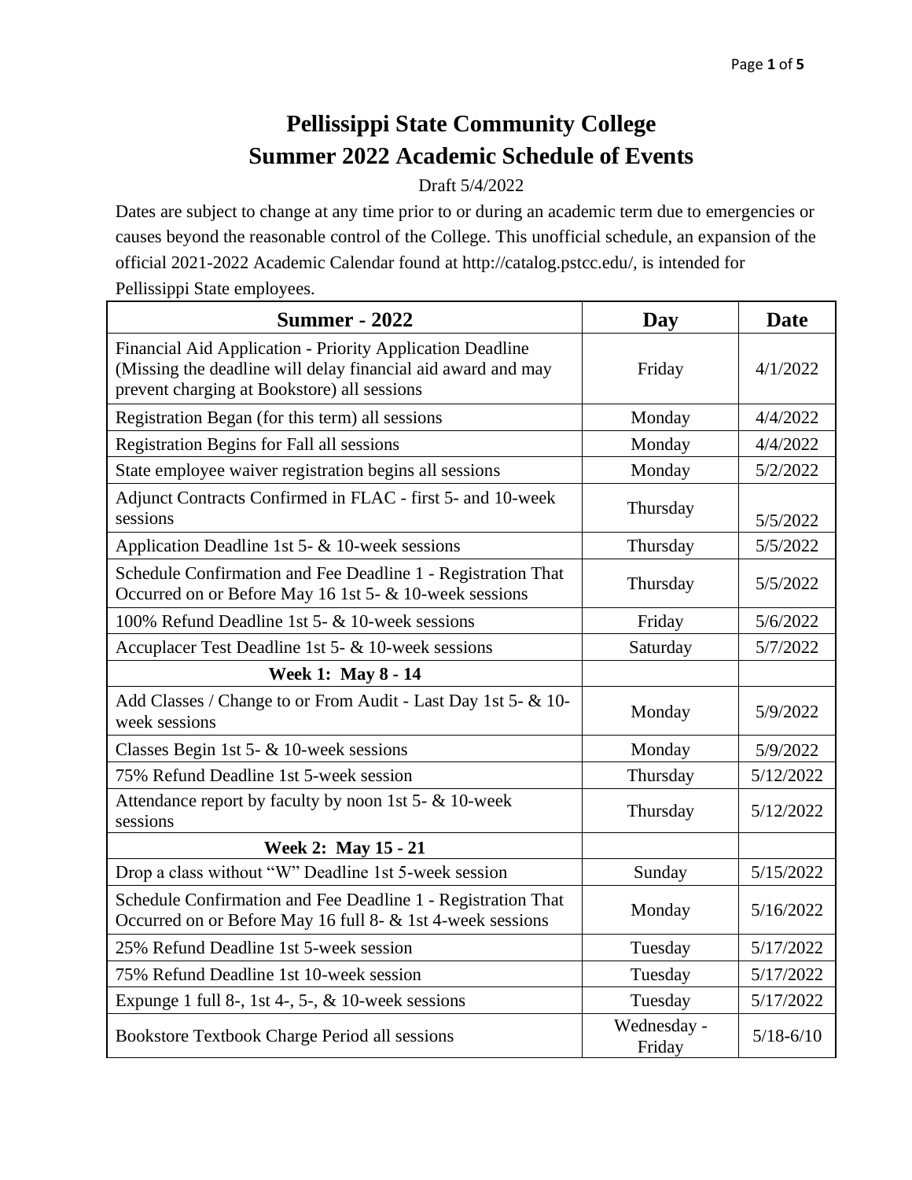# Pellissippi State Community College
## Summer 2022 Academic Schedule of Events

Draft 5/4/2022

Dates are subject to change at any time prior to or during an academic term due to emergencies or causes beyond the reasonable control of the College. This unofficial schedule, an expansion of the official 2021-2022 Academic Calendar found at http://catalog.pstcc.edu/, is intended for Pellissippi State employees.

| Summer - 2022 | Day | Date |
|---|---|---|
| Financial Aid Application - Priority Application Deadline (Missing the deadline will delay financial aid award and may prevent charging at Bookstore) all sessions | Friday | 4/1/2022 |
| Registration Began (for this term) all sessions | Monday | 4/4/2022 |
| Registration Begins for Fall all sessions | Monday | 4/4/2022 |
| State employee waiver registration begins all sessions | Monday | 5/2/2022 |
| Adjunct Contracts Confirmed in FLAC - first 5- and 10-week sessions | Thursday | 5/5/2022 |
| Application Deadline 1st 5- & 10-week sessions | Thursday | 5/5/2022 |
| Schedule Confirmation and Fee Deadline 1 - Registration That Occurred on or Before May 16 1st 5- & 10-week sessions | Thursday | 5/5/2022 |
| 100% Refund Deadline 1st 5- & 10-week sessions | Friday | 5/6/2022 |
| Accuplacer Test Deadline 1st 5- & 10-week sessions | Saturday | 5/7/2022 |
| **Week 1: May 8 - 14** | | |
| Add Classes / Change to or From Audit - Last Day 1st 5- & 10-week sessions | Monday | 5/9/2022 |
| Classes Begin 1st 5- & 10-week sessions | Monday | 5/9/2022 |
| 75% Refund Deadline 1st 5-week session | Thursday | 5/12/2022 |
| Attendance report by faculty by noon 1st 5- & 10-week sessions | Thursday | 5/12/2022 |
| **Week 2: May 15 - 21** | | |
| Drop a class without “W” Deadline 1st 5-week session | Sunday | 5/15/2022 |
| Schedule Confirmation and Fee Deadline 1 - Registration That Occurred on or Before May 16 full 8- & 1st 4-week sessions | Monday | 5/16/2022 |
| 25% Refund Deadline 1st 5-week session | Tuesday | 5/17/2022 |
| 75% Refund Deadline 1st 10-week session | Tuesday | 5/17/2022 |
| Expunge 1 full 8-, 1st 4-, 5-, & 10-week sessions | Tuesday | 5/17/2022 |
| Bookstore Textbook Charge Period all sessions | Wednesday - Friday | 5/18-6/10 |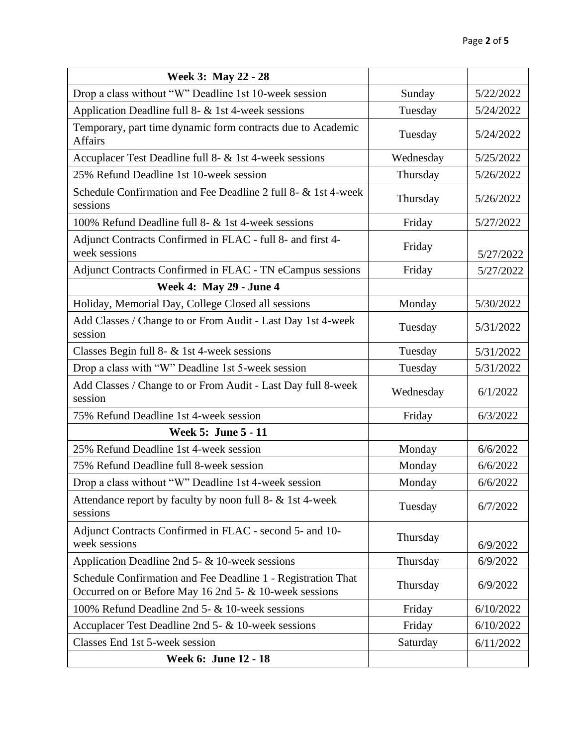| **Week 3: May 22 - 28** | | |
|---|---|---|
| Drop a class without "W" Deadline 1st 10-week session | Sunday | 5/22/2022 |
| Application Deadline full 8- & 1st 4-week sessions | Tuesday | 5/24/2022 |
| Temporary, part time dynamic form contracts due to Academic Affairs | Tuesday | 5/24/2022 |
| Accuplacer Test Deadline full 8- & 1st 4-week sessions | Wednesday | 5/25/2022 |
| 25% Refund Deadline 1st 10-week session | Thursday | 5/26/2022 |
| Schedule Confirmation and Fee Deadline 2 full 8- & 1st 4-week sessions | Thursday | 5/26/2022 |
| 100% Refund Deadline full 8- & 1st 4-week sessions | Friday | 5/27/2022 |
| Adjunct Contracts Confirmed in FLAC - full 8- and first 4-week sessions | Friday | 5/27/2022 |
| Adjunct Contracts Confirmed in FLAC - TN eCampus sessions | Friday | 5/27/2022 |
| **Week 4: May 29 - June 4** | | |
| Holiday, Memorial Day, College Closed all sessions | Monday | 5/30/2022 |
| Add Classes / Change to or From Audit - Last Day 1st 4-week session | Tuesday | 5/31/2022 |
| Classes Begin full 8- & 1st 4-week sessions | Tuesday | 5/31/2022 |
| Drop a class with "W" Deadline 1st 5-week session | Tuesday | 5/31/2022 |
| Add Classes / Change to or From Audit - Last Day full 8-week session | Wednesday | 6/1/2022 |
| 75% Refund Deadline 1st 4-week session | Friday | 6/3/2022 |
| **Week 5: June 5 - 11** | | |
| 25% Refund Deadline 1st 4-week session | Monday | 6/6/2022 |
| 75% Refund Deadline full 8-week session | Monday | 6/6/2022 |
| Drop a class without "W" Deadline 1st 4-week session | Monday | 6/6/2022 |
| Attendance report by faculty by noon full 8- & 1st 4-week sessions | Tuesday | 6/7/2022 |
| Adjunct Contracts Confirmed in FLAC - second 5- and 10-week sessions | Thursday | 6/9/2022 |
| Application Deadline 2nd 5- & 10-week sessions | Thursday | 6/9/2022 |
| Schedule Confirmation and Fee Deadline 1 - Registration That Occurred on or Before May 16 2nd 5- & 10-week sessions | Thursday | 6/9/2022 |
| 100% Refund Deadline 2nd 5- & 10-week sessions | Friday | 6/10/2022 |
| Accuplacer Test Deadline 2nd 5- & 10-week sessions | Friday | 6/10/2022 |
| Classes End 1st 5-week session | Saturday | 6/11/2022 |
| **Week 6: June 12 - 18** | | |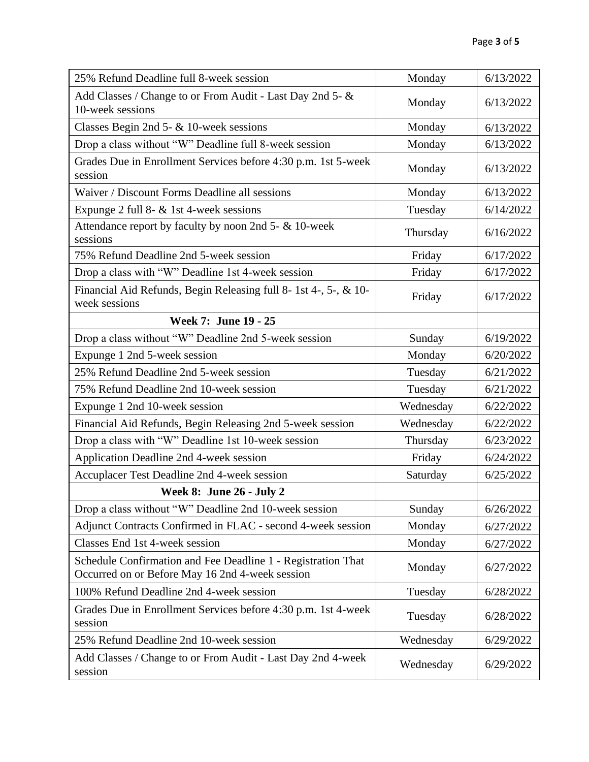| | | |
|---|---|---|
| 25% Refund Deadline full 8-week session | Monday | 6/13/2022 |
| Add Classes / Change to or From Audit - Last Day 2nd 5- & 10-week sessions | Monday | 6/13/2022 |
| Classes Begin 2nd 5- & 10-week sessions | Monday | 6/13/2022 |
| Drop a class without "W" Deadline full 8-week session | Monday | 6/13/2022 |
| Grades Due in Enrollment Services before 4:30 p.m. 1st 5-week session | Monday | 6/13/2022 |
| Waiver / Discount Forms Deadline all sessions | Monday | 6/13/2022 |
| Expunge 2 full 8- & 1st 4-week sessions | Tuesday | 6/14/2022 |
| Attendance report by faculty by noon 2nd 5- & 10-week sessions | Thursday | 6/16/2022 |
| 75% Refund Deadline 2nd 5-week session | Friday | 6/17/2022 |
| Drop a class with "W" Deadline 1st 4-week session | Friday | 6/17/2022 |
| Financial Aid Refunds, Begin Releasing full 8- 1st 4-, 5-, & 10-week sessions | Friday | 6/17/2022 |
| **Week 7: June 19 - 25** | | |
| Drop a class without "W" Deadline 2nd 5-week session | Sunday | 6/19/2022 |
| Expunge 1 2nd 5-week session | Monday | 6/20/2022 |
| 25% Refund Deadline 2nd 5-week session | Tuesday | 6/21/2022 |
| 75% Refund Deadline 2nd 10-week session | Tuesday | 6/21/2022 |
| Expunge 1 2nd 10-week session | Wednesday | 6/22/2022 |
| Financial Aid Refunds, Begin Releasing 2nd 5-week session | Wednesday | 6/22/2022 |
| Drop a class with "W" Deadline 1st 10-week session | Thursday | 6/23/2022 |
| Application Deadline 2nd 4-week session | Friday | 6/24/2022 |
| Accuplacer Test Deadline 2nd 4-week session | Saturday | 6/25/2022 |
| **Week 8: June 26 - July 2** | | |
| Drop a class without "W" Deadline 2nd 10-week session | Sunday | 6/26/2022 |
| Adjunct Contracts Confirmed in FLAC - second 4-week session | Monday | 6/27/2022 |
| Classes End 1st 4-week session | Monday | 6/27/2022 |
| Schedule Confirmation and Fee Deadline 1 - Registration That Occurred on or Before May 16 2nd 4-week session | Monday | 6/27/2022 |
| 100% Refund Deadline 2nd 4-week session | Tuesday | 6/28/2022 |
| Grades Due in Enrollment Services before 4:30 p.m. 1st 4-week session | Tuesday | 6/28/2022 |
| 25% Refund Deadline 2nd 10-week session | Wednesday | 6/29/2022 |
| Add Classes / Change to or From Audit - Last Day 2nd 4-week session | Wednesday | 6/29/2022 |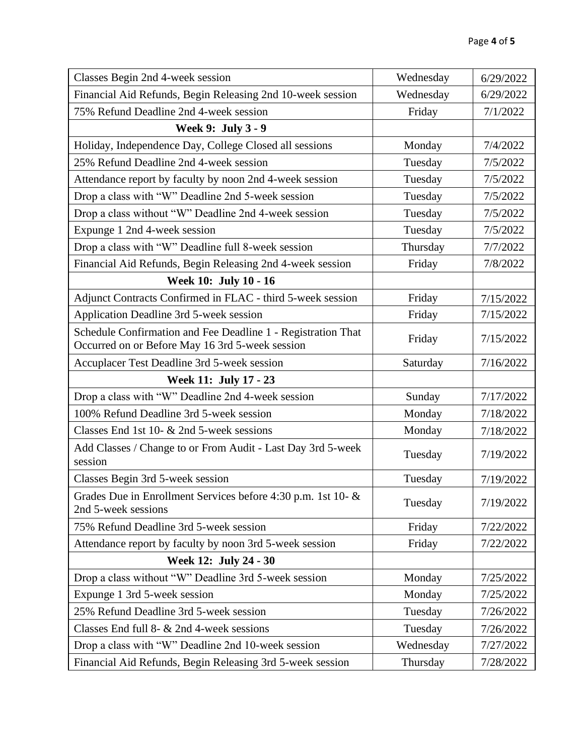| Classes Begin 2nd 4-week session | Wednesday | 6/29/2022 |
|---|---|---|
| Financial Aid Refunds, Begin Releasing 2nd 10-week session | Wednesday | 6/29/2022 |
| 75% Refund Deadline 2nd 4-week session | Friday | 7/1/2022 |
| **Week 9: July 3 - 9** | | |
| Holiday, Independence Day, College Closed all sessions | Monday | 7/4/2022 |
| 25% Refund Deadline 2nd 4-week session | Tuesday | 7/5/2022 |
| Attendance report by faculty by noon 2nd 4-week session | Tuesday | 7/5/2022 |
| Drop a class with "W" Deadline 2nd 5-week session | Tuesday | 7/5/2022 |
| Drop a class without "W" Deadline 2nd 4-week session | Tuesday | 7/5/2022 |
| Expunge 1 2nd 4-week session | Tuesday | 7/5/2022 |
| Drop a class with "W" Deadline full 8-week session | Thursday | 7/7/2022 |
| Financial Aid Refunds, Begin Releasing 2nd 4-week session | Friday | 7/8/2022 |
| **Week 10: July 10 - 16** | | |
| Adjunct Contracts Confirmed in FLAC - third 5-week session | Friday | 7/15/2022 |
| Application Deadline 3rd 5-week session | Friday | 7/15/2022 |
| Schedule Confirmation and Fee Deadline 1 - Registration That Occurred on or Before May 16 3rd 5-week session | Friday | 7/15/2022 |
| Accuplacer Test Deadline 3rd 5-week session | Saturday | 7/16/2022 |
| **Week 11: July 17 - 23** | | |
| Drop a class with "W" Deadline 2nd 4-week session | Sunday | 7/17/2022 |
| 100% Refund Deadline 3rd 5-week session | Monday | 7/18/2022 |
| Classes End 1st 10- & 2nd 5-week sessions | Monday | 7/18/2022 |
| Add Classes / Change to or From Audit - Last Day 3rd 5-week session | Tuesday | 7/19/2022 |
| Classes Begin 3rd 5-week session | Tuesday | 7/19/2022 |
| Grades Due in Enrollment Services before 4:30 p.m. 1st 10- & 2nd 5-week sessions | Tuesday | 7/19/2022 |
| 75% Refund Deadline 3rd 5-week session | Friday | 7/22/2022 |
| Attendance report by faculty by noon 3rd 5-week session | Friday | 7/22/2022 |
| **Week 12: July 24 - 30** | | |
| Drop a class without "W" Deadline 3rd 5-week session | Monday | 7/25/2022 |
| Expunge 1 3rd 5-week session | Monday | 7/25/2022 |
| 25% Refund Deadline 3rd 5-week session | Tuesday | 7/26/2022 |
| Classes End full 8- & 2nd 4-week sessions | Tuesday | 7/26/2022 |
| Drop a class with "W" Deadline 2nd 10-week session | Wednesday | 7/27/2022 |
| Financial Aid Refunds, Begin Releasing 3rd 5-week session | Thursday | 7/28/2022 |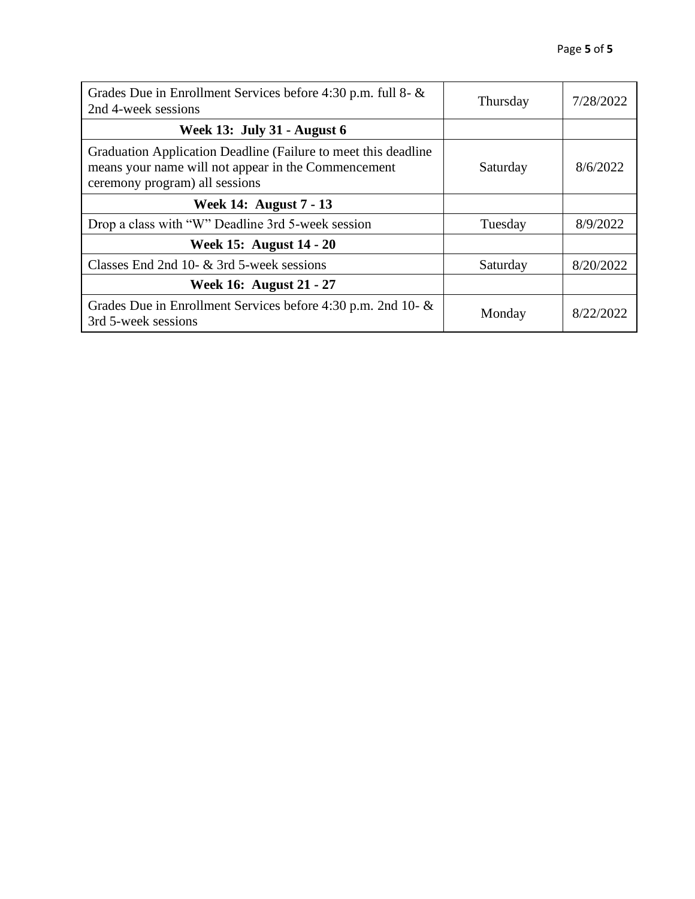| | | |
|---|---|---|
| Grades Due in Enrollment Services before 4:30 p.m. full 8- & 2nd 4-week sessions | Thursday | 7/28/2022 |
| **Week 13: July 31 - August 6** | | |
| Graduation Application Deadline (Failure to meet this deadline means your name will not appear in the Commencement ceremony program) all sessions | Saturday | 8/6/2022 |
| **Week 14: August 7 - 13** | | |
| Drop a class with "W" Deadline 3rd 5-week session | Tuesday | 8/9/2022 |
| **Week 15: August 14 - 20** | | |
| Classes End 2nd 10- & 3rd 5-week sessions | Saturday | 8/20/2022 |
| **Week 16: August 21 - 27** | | |
| Grades Due in Enrollment Services before 4:30 p.m. 2nd 10- & 3rd 5-week sessions | Monday | 8/22/2022 |